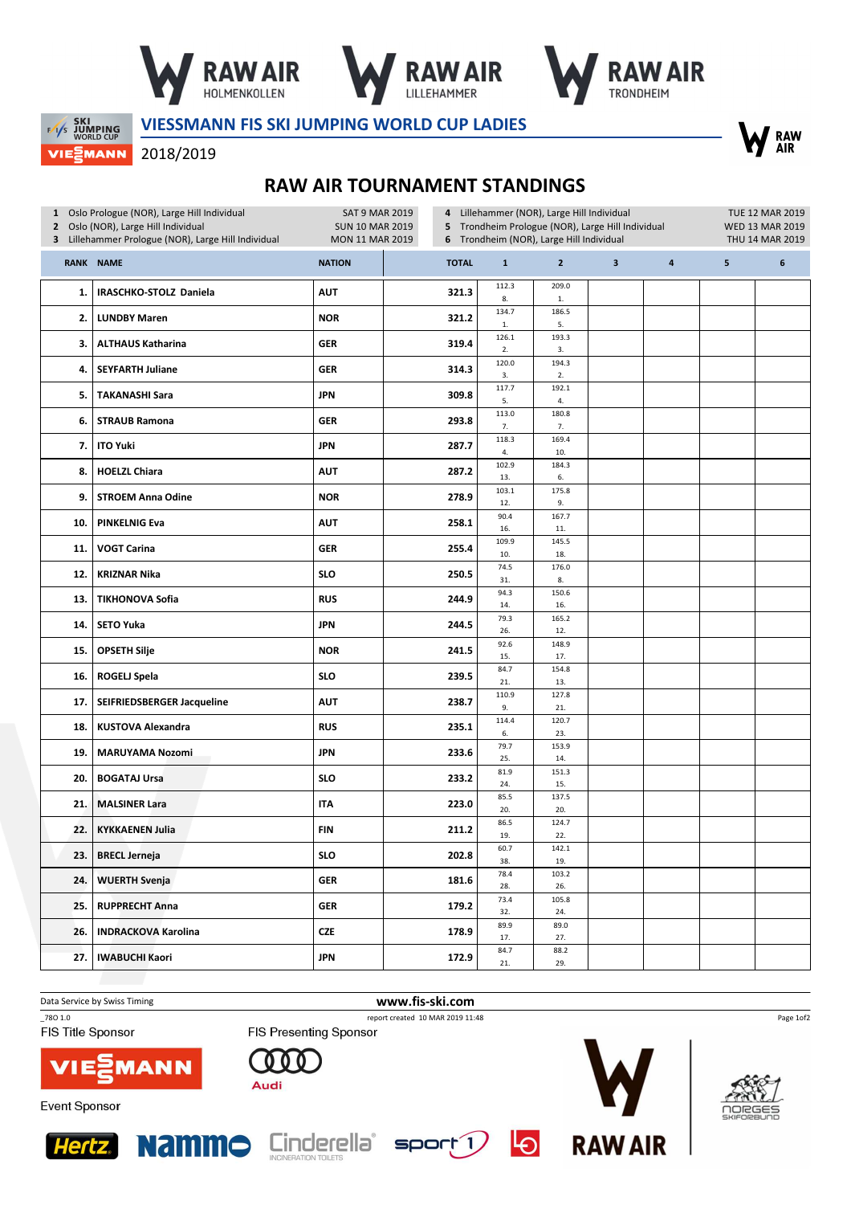RAW AIR HOLMENKOLLEN | RAW AIR LILLEHAMMER | RAW AIR TRONDHEIM

# VIESSMANN FIS SKI JUMPING WORLD CUP LADIES

2018/2019

## RAW AIR TOURNAMENT STANDINGS

| | | |
|---|---|---|
| 1 | Oslo Prologue (NOR), Large Hill Individual | SAT 9 MAR 2019 |
| 2 | Oslo (NOR), Large Hill Individual | SUN 10 MAR 2019 |
| 3 | Lillehammer Prologue (NOR), Large Hill Individual | MON 11 MAR 2019 |
| 4 | Lillehammer (NOR), Large Hill Individual | TUE 12 MAR 2019 |
| 5 | Trondheim Prologue (NOR), Large Hill Individual | WED 13 MAR 2019 |
| 6 | Trondheim (NOR), Large Hill Individual | THU 14 MAR 2019 |

| RANK | NAME | NATION | TOTAL | 1 | 2 | 3 | 4 | 5 | 6 |
|---|---|---|---|---|---|---|---|---|---|
| 1. | IRASCHKO-STOLZ Daniela | AUT | 321.3 | 112.3 8. | 209.0 1. | | | | |
| 2. | LUNDBY Maren | NOR | 321.2 | 134.7 1. | 186.5 5. | | | | |
| 3. | ALTHAUS Katharina | GER | 319.4 | 126.1 2. | 193.3 3. | | | | |
| 4. | SEYFARTH Juliane | GER | 314.3 | 120.0 3. | 194.3 2. | | | | |
| 5. | TAKANASHI Sara | JPN | 309.8 | 117.7 5. | 192.1 4. | | | | |
| 6. | STRAUB Ramona | GER | 293.8 | 113.0 7. | 180.8 7. | | | | |
| 7. | ITO Yuki | JPN | 287.7 | 118.3 4. | 169.4 10. | | | | |
| 8. | HOELZL Chiara | AUT | 287.2 | 102.9 13. | 184.3 6. | | | | |
| 9. | STROEM Anna Odine | NOR | 278.9 | 103.1 12. | 175.8 9. | | | | |
| 10. | PINKELNIG Eva | AUT | 258.1 | 90.4 16. | 167.7 11. | | | | |
| 11. | VOGT Carina | GER | 255.4 | 109.9 10. | 145.5 18. | | | | |
| 12. | KRIZNAR Nika | SLO | 250.5 | 74.5 31. | 176.0 8. | | | | |
| 13. | TIKHONOVA Sofia | RUS | 244.9 | 94.3 14. | 150.6 16. | | | | |
| 14. | SETO Yuka | JPN | 244.5 | 79.3 26. | 165.2 12. | | | | |
| 15. | OPSETH Silje | NOR | 241.5 | 92.6 15. | 148.9 17. | | | | |
| 16. | ROGELJ Spela | SLO | 239.5 | 84.7 21. | 154.8 13. | | | | |
| 17. | SEIFRIEDSBERGER Jacqueline | AUT | 238.7 | 110.9 9. | 127.8 21. | | | | |
| 18. | KUSTOVA Alexandra | RUS | 235.1 | 114.4 6. | 120.7 23. | | | | |
| 19. | MARUYAMA Nozomi | JPN | 233.6 | 79.7 25. | 153.9 14. | | | | |
| 20. | BOGATAJ Ursa | SLO | 233.2 | 81.9 24. | 151.3 15. | | | | |
| 21. | MALSINER Lara | ITA | 223.0 | 85.5 20. | 137.5 20. | | | | |
| 22. | KYKKAENEN Julia | FIN | 211.2 | 86.5 19. | 124.7 22. | | | | |
| 23. | BRECL Jerneja | SLO | 202.8 | 60.7 38. | 142.1 19. | | | | |
| 24. | WUERTH Svenja | GER | 181.6 | 78.4 28. | 103.2 26. | | | | |
| 25. | RUPPRECHT Anna | GER | 179.2 | 73.4 32. | 105.8 24. | | | | |
| 26. | INDRACKOVA Karolina | CZE | 178.9 | 89.9 17. | 89.0 27. | | | | |
| 27. | IWABUCHI Kaori | JPN | 172.9 | 84.7 21. | 88.2 29. | | | | |

Data Service by Swiss Timing — www.fis-ski.com

_78O 1.0 — report created 10 MAR 2019 11:48

FIS Title Sponsor: VIESSMANN — FIS Presenting Sponsor: Audi

Event Sponsor: Hertz, Nammo, Cinderella, sport 1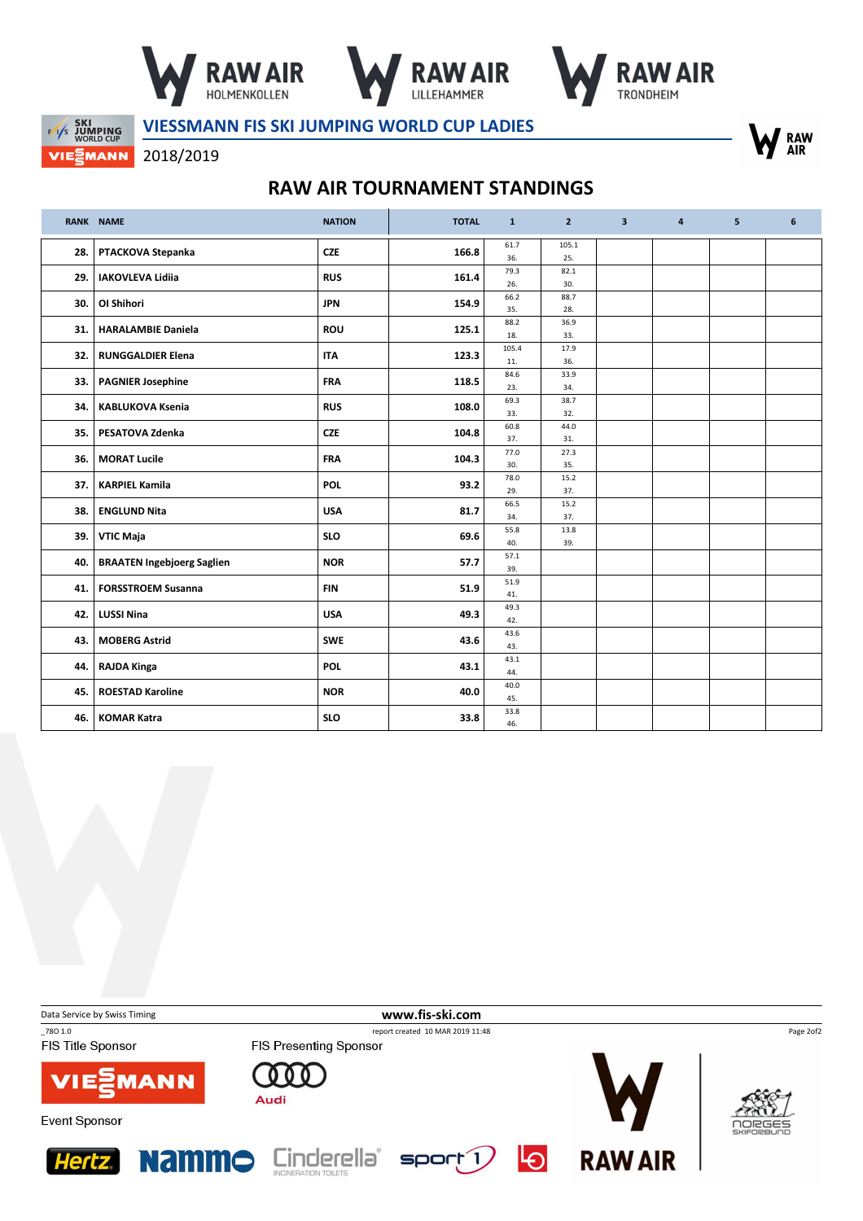RAW AIR HOLMENKOLLEN RAW AIR LILLEHAMMER RAW AIR TRONDHEIM

## VIESSMANN FIS SKI JUMPING WORLD CUP LADIES

2018/2019

# RAW AIR TOURNAMENT STANDINGS

| RANK | NAME | NATION | TOTAL | 1 | 2 | 3 | 4 | 5 | 6 |
|---|---|---|---|---|---|---|---|---|---|
| 28. | PTACKOVA Stepanka | CZE | 166.8 | 61.7 36. | 105.1 25. | | | | |
| 29. | IAKOVLEVA Lidiia | RUS | 161.4 | 79.3 26. | 82.1 30. | | | | |
| 30. | OI Shihori | JPN | 154.9 | 66.2 35. | 88.7 28. | | | | |
| 31. | HARALAMBIE Daniela | ROU | 125.1 | 88.2 18. | 36.9 33. | | | | |
| 32. | RUNGGALDIER Elena | ITA | 123.3 | 105.4 11. | 17.9 36. | | | | |
| 33. | PAGNIER Josephine | FRA | 118.5 | 84.6 23. | 33.9 34. | | | | |
| 34. | KABLUKOVA Ksenia | RUS | 108.0 | 69.3 33. | 38.7 32. | | | | |
| 35. | PESATOVA Zdenka | CZE | 104.8 | 60.8 37. | 44.0 31. | | | | |
| 36. | MORAT Lucile | FRA | 104.3 | 77.0 30. | 27.3 35. | | | | |
| 37. | KARPIEL Kamila | POL | 93.2 | 78.0 29. | 15.2 37. | | | | |
| 38. | ENGLUND Nita | USA | 81.7 | 66.5 34. | 15.2 37. | | | | |
| 39. | VTIC Maja | SLO | 69.6 | 55.8 40. | 13.8 39. | | | | |
| 40. | BRAATEN Ingebjoerg Saglien | NOR | 57.7 | 57.1 39. | | | | | |
| 41. | FORSSTROEM Susanna | FIN | 51.9 | 51.9 41. | | | | | |
| 42. | LUSSI Nina | USA | 49.3 | 49.3 42. | | | | | |
| 43. | MOBERG Astrid | SWE | 43.6 | 43.6 43. | | | | | |
| 44. | RAJDA Kinga | POL | 43.1 | 43.1 44. | | | | | |
| 45. | ROESTAD Karoline | NOR | 40.0 | 40.0 45. | | | | | |
| 46. | KOMAR Katra | SLO | 33.8 | 33.8 46. | | | | | |

Data Service by Swiss Timing www.fis-ski.com

_78O 1.0 report created 10 MAR 2019 11:48

FIS Title Sponsor: VIESSMANN

FIS Presenting Sponsor: Audi

Event Sponsor: Hertz, Nammo, Cinderella INCINERATION TOILETS, sport 1, RAW AIR, NORGES SKIFORBUND